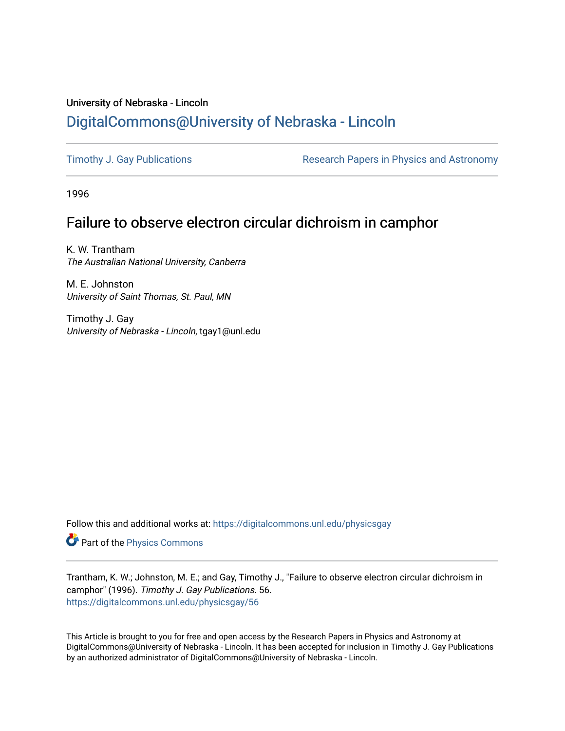University of Nebraska - Lincoln

## DigitalCommons@University of Nebraska - Lincoln

Timothy J. Gay Publications | Research Papers in Physics and Astronomy

1996

# Failure to observe electron circular dichroism in camphor

K. W. Trantham
*The Australian National University, Canberra*

M. E. Johnston
*University of Saint Thomas, St. Paul, MN*

Timothy J. Gay
*University of Nebraska - Lincoln*, tgay1@unl.edu

Follow this and additional works at: https://digitalcommons.unl.edu/physicsgay

Part of the Physics Commons

Trantham, K. W.; Johnston, M. E.; and Gay, Timothy J., "Failure to observe electron circular dichroism in camphor" (1996). *Timothy J. Gay Publications*. 56.
https://digitalcommons.unl.edu/physicsgay/56

This Article is brought to you for free and open access by the Research Papers in Physics and Astronomy at DigitalCommons@University of Nebraska - Lincoln. It has been accepted for inclusion in Timothy J. Gay Publications by an authorized administrator of DigitalCommons@University of Nebraska - Lincoln.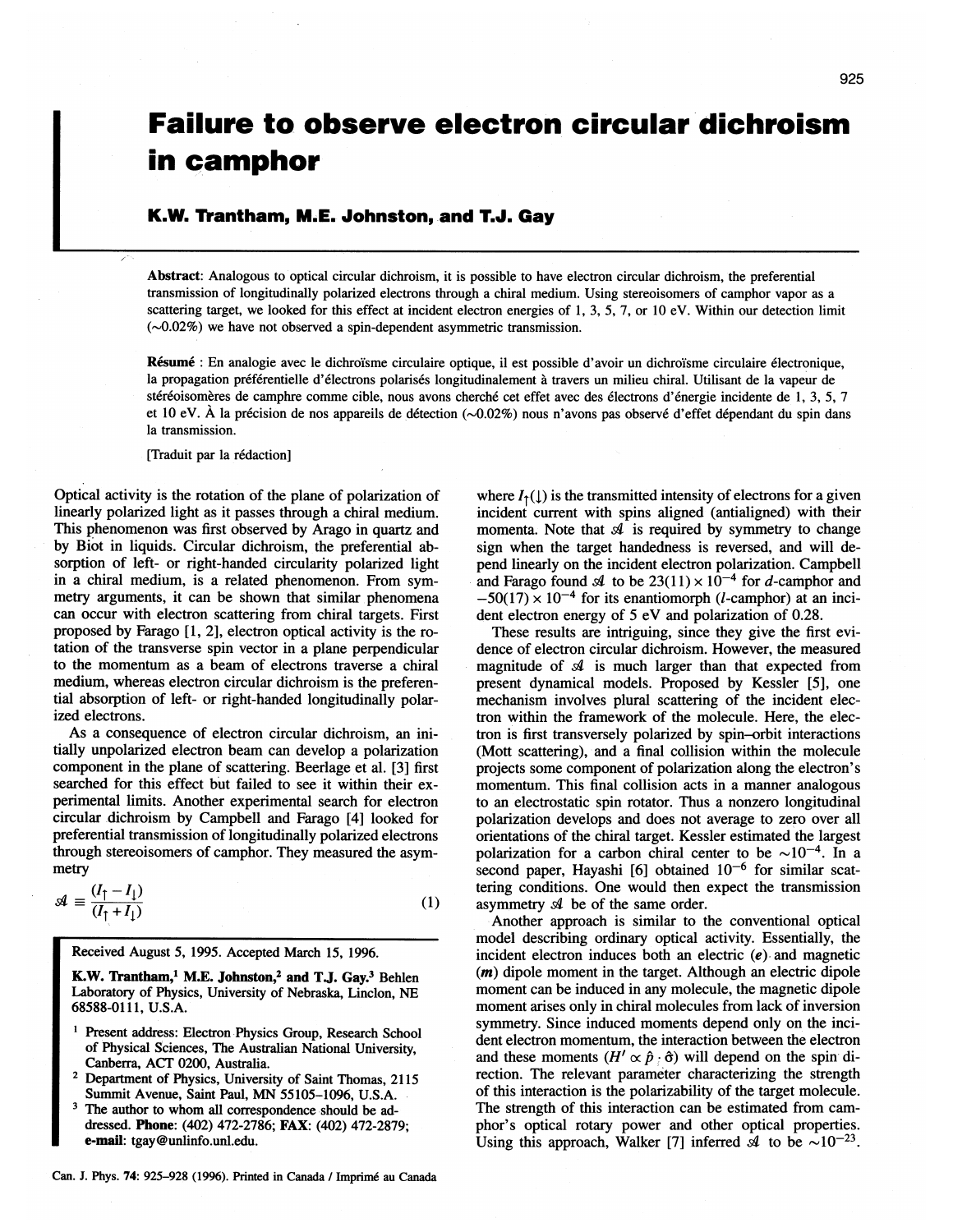# Failure to observe electron circular dichroism in camphor

**K.W. Trantham, M.E. Johnston, and T.J. Gay**

**Abstract**: Analogous to optical circular dichroism, it is possible to have electron circular dichroism, the preferential transmission of longitudinally polarized electrons through a chiral medium. Using stereoisomers of camphor vapor as a scattering target, we looked for this effect at incident electron energies of 1, 3, 5, 7, or 10 eV. Within our detection limit (~0.02%) we have not observed a spin-dependent asymmetric transmission.

**Résumé** : En analogie avec le dichroïsme circulaire optique, il est possible d'avoir un dichroïsme circulaire électronique, la propagation préférentielle d'électrons polarisés longitudinalement à travers un milieu chiral. Utilisant de la vapeur de stéréoisomères de camphre comme cible, nous avons cherché cet effet avec des électrons d'énergie incidente de 1, 3, 5, 7 et 10 eV. À la précision de nos appareils de détection (~0.02%) nous n'avons pas observé d'effet dépendant du spin dans la transmission.

[Traduit par la rédaction]

Optical activity is the rotation of the plane of polarization of linearly polarized light as it passes through a chiral medium. This phenomenon was first observed by Arago in quartz and by Biot in liquids. Circular dichroism, the preferential absorption of left- or right-handed circularity polarized light in a chiral medium, is a related phenomenon. From symmetry arguments, it can be shown that similar phenomena can occur with electron scattering from chiral targets. First proposed by Farago [1, 2], electron optical activity is the rotation of the transverse spin vector in a plane perpendicular to the momentum as a beam of electrons traverse a chiral medium, whereas electron circular dichroism is the preferential absorption of left- or right-handed longitudinally polarized electrons.

As a consequence of electron circular dichroism, an initially unpolarized electron beam can develop a polarization component in the plane of scattering. Beerlage et al. [3] first searched for this effect but failed to see it within their experimental limits. Another experimental search for electron circular dichroism by Campbell and Farago [4] looked for preferential transmission of longitudinally polarized electrons through stereoisomers of camphor. They measured the asymmetry

$$\mathcal{A} \equiv \frac{(I_\uparrow - I_\downarrow)}{(I_\uparrow + I_\downarrow)} \tag{1}$$

where $I_\uparrow(\downarrow)$ is the transmitted intensity of electrons for a given incident current with spins aligned (antialigned) with their momenta. Note that $\mathcal{A}$ is required by symmetry to change sign when the target handedness is reversed, and will depend linearly on the incident electron polarization. Campbell and Farago found $\mathcal{A}$ to be $23(11) \times 10^{-4}$ for *d*-camphor and $-50(17) \times 10^{-4}$ for its enantiomorph (*l*-camphor) at an incident electron energy of 5 eV and polarization of 0.28.

These results are intriguing, since they give the first evidence of electron circular dichroism. However, the measured magnitude of $\mathcal{A}$ is much larger than that expected from present dynamical models. Proposed by Kessler [5], one mechanism involves plural scattering of the incident electron within the framework of the molecule. Here, the electron is first transversely polarized by spin–orbit interactions (Mott scattering), and a final collision within the molecule projects some component of polarization along the electron's momentum. This final collision acts in a manner analogous to an electrostatic spin rotator. Thus a nonzero longitudinal polarization develops and does not average to zero over all orientations of the chiral target. Kessler estimated the largest polarization for a carbon chiral center to be $\sim 10^{-4}$. In a second paper, Hayashi [6] obtained $10^{-6}$ for similar scattering conditions. One would then expect the transmission asymmetry $\mathcal{A}$ be of the same order.

Another approach is similar to the conventional optical model describing ordinary optical activity. Essentially, the incident electron induces both an electric ($\boldsymbol{e}$) and magnetic ($\boldsymbol{m}$) dipole moment in the target. Although an electric dipole moment can be induced in any molecule, the magnetic dipole moment arises only in chiral molecules from lack of inversion symmetry. Since induced moments depend only on the incident electron momentum, the interaction between the electron and these moments ($H' \propto \hat{p} \cdot \hat{\sigma}$) will depend on the spin direction. The relevant parameter characterizing the strength of this interaction is the polarizability of the target molecule. The strength of this interaction can be estimated from camphor's optical rotary power and other optical properties. Using this approach, Walker [7] inferred $\mathcal{A}$ to be $\sim 10^{-23}$.

Received August 5, 1995. Accepted March 15, 1996.

**K.W. Trantham,[1] M.E. Johnston,[2] and T.J. Gay.[3]** Behlen Laboratory of Physics, University of Nebraska, Linclon, NE 68588-0111, U.S.A.

[1] Present address: Electron Physics Group, Research School of Physical Sciences, The Australian National University, Canberra, ACT 0200, Australia.

[2] Department of Physics, University of Saint Thomas, 2115 Summit Avenue, Saint Paul, MN 55105-1096, U.S.A.

[3] The author to whom all correspondence should be addressed. **Phone:** (402) 472-2786; **FAX:** (402) 472-2879; **e-mail:** tgay@unlinfo.unl.edu.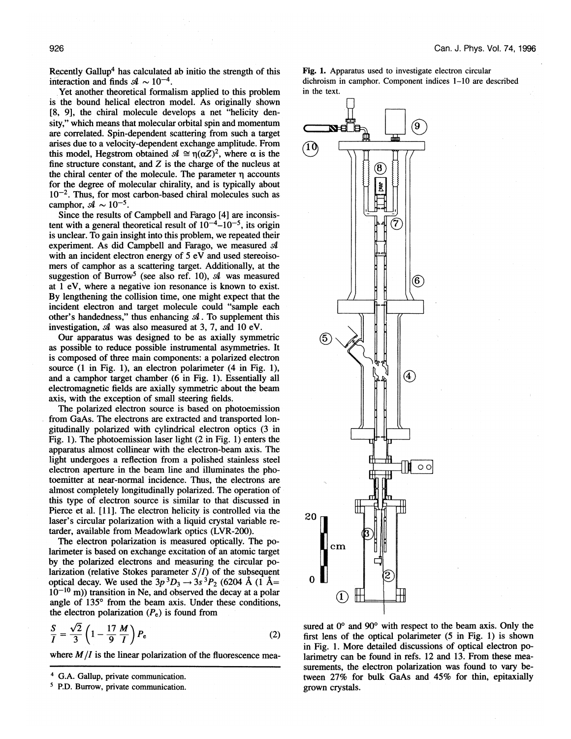Recently Gallup[4] has calculated ab initio the strength of this interaction and finds $\mathcal{A} \sim 10^{-4}$.

Yet another theoretical formalism applied to this problem is the bound helical electron model. As originally shown [8, 9], the chiral molecule develops a net "helicity density," which means that molecular orbital spin and momentum are correlated. Spin-dependent scattering from such a target arises due to a velocity-dependent exchange amplitude. From this model, Hegstrom obtained $\mathcal{A} \cong \eta(\alpha Z)^2$, where $\alpha$ is the fine structure constant, and $Z$ is the charge of the nucleus at the chiral center of the molecule. The parameter $\eta$ accounts for the degree of molecular chirality, and is typically about $10^{-2}$. Thus, for most carbon-based chiral molecules such as camphor, $\mathcal{A} \sim 10^{-5}$.

Since the results of Campbell and Farago [4] are inconsistent with a general theoretical result of $10^{-4}$–$10^{-5}$, its origin is unclear. To gain insight into this problem, we repeated their experiment. As did Campbell and Farago, we measured $\mathcal{A}$ with an incident electron energy of 5 eV and used stereoisomers of camphor as a scattering target. Additionally, at the suggestion of Burrow[5] (see also ref. 10), $\mathcal{A}$ was measured at 1 eV, where a negative ion resonance is known to exist. By lengthening the collision time, one might expect that the incident electron and target molecule could "sample each other's handedness," thus enhancing $\mathcal{A}$. To supplement this investigation, $\mathcal{A}$ was also measured at 3, 7, and 10 eV.

Our apparatus was designed to be as axially symmetric as possible to reduce possible instrumental asymmetries. It is composed of three main components: a polarized electron source (1 in Fig. 1), an electron polarimeter (4 in Fig. 1), and a camphor target chamber (6 in Fig. 1). Essentially all electromagnetic fields are axially symmetric about the beam axis, with the exception of small steering fields.

The polarized electron source is based on photoemission from GaAs. The electrons are extracted and transported longitudinally polarized with cylindrical electron optics (3 in Fig. 1). The photoemission laser light (2 in Fig. 1) enters the apparatus almost collinear with the electron-beam axis. The light undergoes a reflection from a polished stainless steel electron aperture in the beam line and illuminates the photoemitter at near-normal incidence. Thus, the electrons are almost completely longitudinally polarized. The operation of this type of electron source is similar to that discussed in Pierce et al. [11]. The electron helicity is controlled via the laser's circular polarization with a liquid crystal variable retarder, available from Meadowlark optics (LVR-200).

The electron polarization is measured optically. The polarimeter is based on exchange excitation of an atomic target by the polarized electrons and measuring the circular polarization (relative Stokes parameter $S/I$) of the subsequent optical decay. We used the $3p\,^3D_3 \rightarrow 3s\,^3P_2$ (6204 Å (1 Å= $10^{-10}$ m)) transition in Ne, and observed the decay at a polar angle of 135° from the beam axis. Under these conditions, the electron polarization ($P_e$) is found from

$$\frac{S}{I} = \frac{\sqrt{2}}{3}\left(1 - \frac{17}{9}\frac{M}{I}\right)P_e \tag{2}$$

where $M/I$ is the linear polarization of the fluorescence measured at 0° and 90° with respect to the beam axis. Only the first lens of the optical polarimeter (5 in Fig. 1) is shown in Fig. 1. More detailed discussions of optical electron polarimetry can be found in refs. 12 and 13. From these measurements, the electron polarization was found to vary between 27% for bulk GaAs and 45% for thin, epitaxially grown crystals.

**Fig. 1.** Apparatus used to investigate electron circular dichroism in camphor. Component indices 1–10 are described in the text.

[4] G.A. Gallup, private communication.

[5] P.D. Burrow, private communication.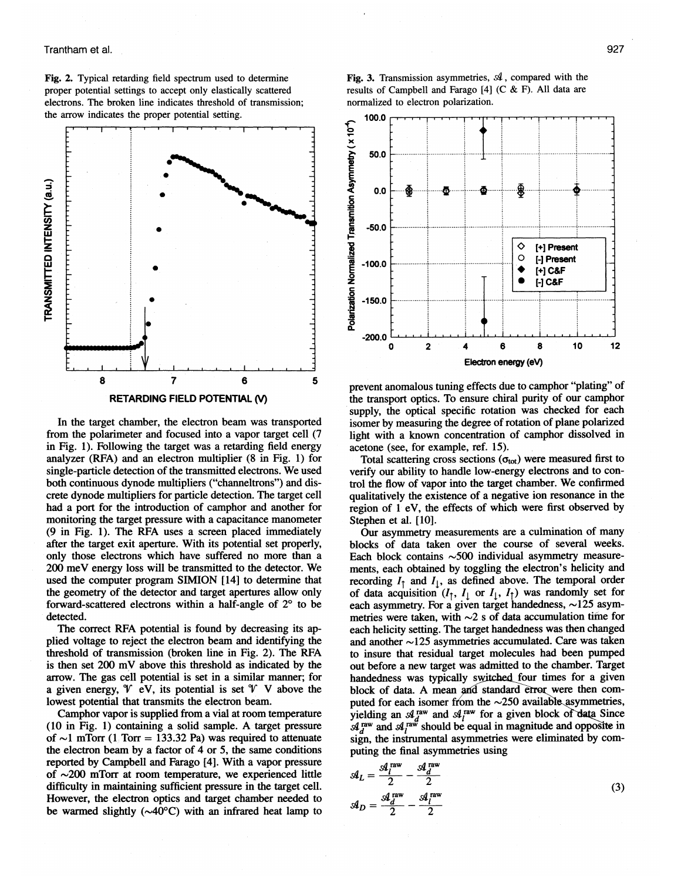Fig. 2. Typical retarding field spectrum used to determine proper potential settings to accept only elastically scattered electrons. The broken line indicates threshold of transmission; the arrow indicates the proper potential setting.

Fig. 3. Transmission asymmetries, $\mathcal{A}$, compared with the results of Campbell and Farago [4] (C & F). All data are normalized to electron polarization.

In the target chamber, the electron beam was transported from the polarimeter and focused into a vapor target cell (7 in Fig. 1). Following the target was a retarding field energy analyzer (RFA) and an electron multiplier (8 in Fig. 1) for single-particle detection of the transmitted electrons. We used both continuous dynode multipliers ("channeltrons") and discrete dynode multipliers for particle detection. The target cell had a port for the introduction of camphor and another for monitoring the target pressure with a capacitance manometer (9 in Fig. 1). The RFA uses a screen placed immediately after the target exit aperture. With its potential set properly, only those electrons which have suffered no more than a 200 meV energy loss will be transmitted to the detector. We used the computer program SIMION [14] to determine that the geometry of the detector and target apertures allow only forward-scattered electrons within a half-angle of 2° to be detected.

The correct RFA potential is found by decreasing its applied voltage to reject the electron beam and identifying the threshold of transmission (broken line in Fig. 2). The RFA is then set 200 mV above this threshold as indicated by the arrow. The gas cell potential is set in a similar manner; for a given energy, $\mathcal{V}$ eV, its potential is set $\mathcal{V}$ V above the lowest potential that transmits the electron beam.

Camphor vapor is supplied from a vial at room temperature (10 in Fig. 1) containing a solid sample. A target pressure of ~1 mTorr (1 Torr = 133.32 Pa) was required to attenuate the electron beam by a factor of 4 or 5, the same conditions reported by Campbell and Farago [4]. With a vapor pressure of ~200 mTorr at room temperature, we experienced little difficulty in maintaining sufficient pressure in the target cell. However, the electron optics and target chamber needed to be warmed slightly (~40°C) with an infrared heat lamp to prevent anomalous tuning effects due to camphor "plating" of the transport optics. To ensure chiral purity of our camphor supply, the optical specific rotation was checked for each isomer by measuring the degree of rotation of plane polarized light with a known concentration of camphor dissolved in acetone (see, for example, ref. 15).

Total scattering cross sections ($\sigma_{tot}$) were measured first to verify our ability to handle low-energy electrons and to control the flow of vapor into the target chamber. We confirmed qualitatively the existence of a negative ion resonance in the region of 1 eV, the effects of which were first observed by Stephen et al. [10].

Our asymmetry measurements are a culmination of many blocks of data taken over the course of several weeks. Each block contains ~500 individual asymmetry measurements, each obtained by toggling the electron's helicity and recording $I_\uparrow$ and $I_\downarrow$, as defined above. The temporal order of data acquisition ($I_\uparrow$, $I_\downarrow$ or $I_\downarrow$, $I_\uparrow$) was randomly set for each asymmetry. For a given target handedness, ~125 asymmetries were taken, with ~2 s of data accumulation time for each helicity setting. The target handedness was then changed and another ~125 asymmetries accumulated. Care was taken to insure that residual target molecules had been pumped out before a new target was admitted to the chamber. Target handedness was typically switched four times for a given block of data. A mean and standard error were then computed for each isomer from the ~250 available asymmetries, yielding an $\mathcal{A}_d^{\text{raw}}$ and $\mathcal{A}_l^{\text{raw}}$ for a given block of data. Since $\mathcal{A}_d^{\text{raw}}$ and $\mathcal{A}_l^{\text{raw}}$ should be equal in magnitude and opposite in sign, the instrumental asymmetries were eliminated by computing the final asymmetries using

$$
\mathcal{A}_L = \frac{\mathcal{A}_l^{\text{raw}}}{2} - \frac{\mathcal{A}_d^{\text{raw}}}{2}
$$

$$
\mathcal{A}_D = \frac{\mathcal{A}_d^{\text{raw}}}{2} - \frac{\mathcal{A}_l^{\text{raw}}}{2} \tag{3}
$$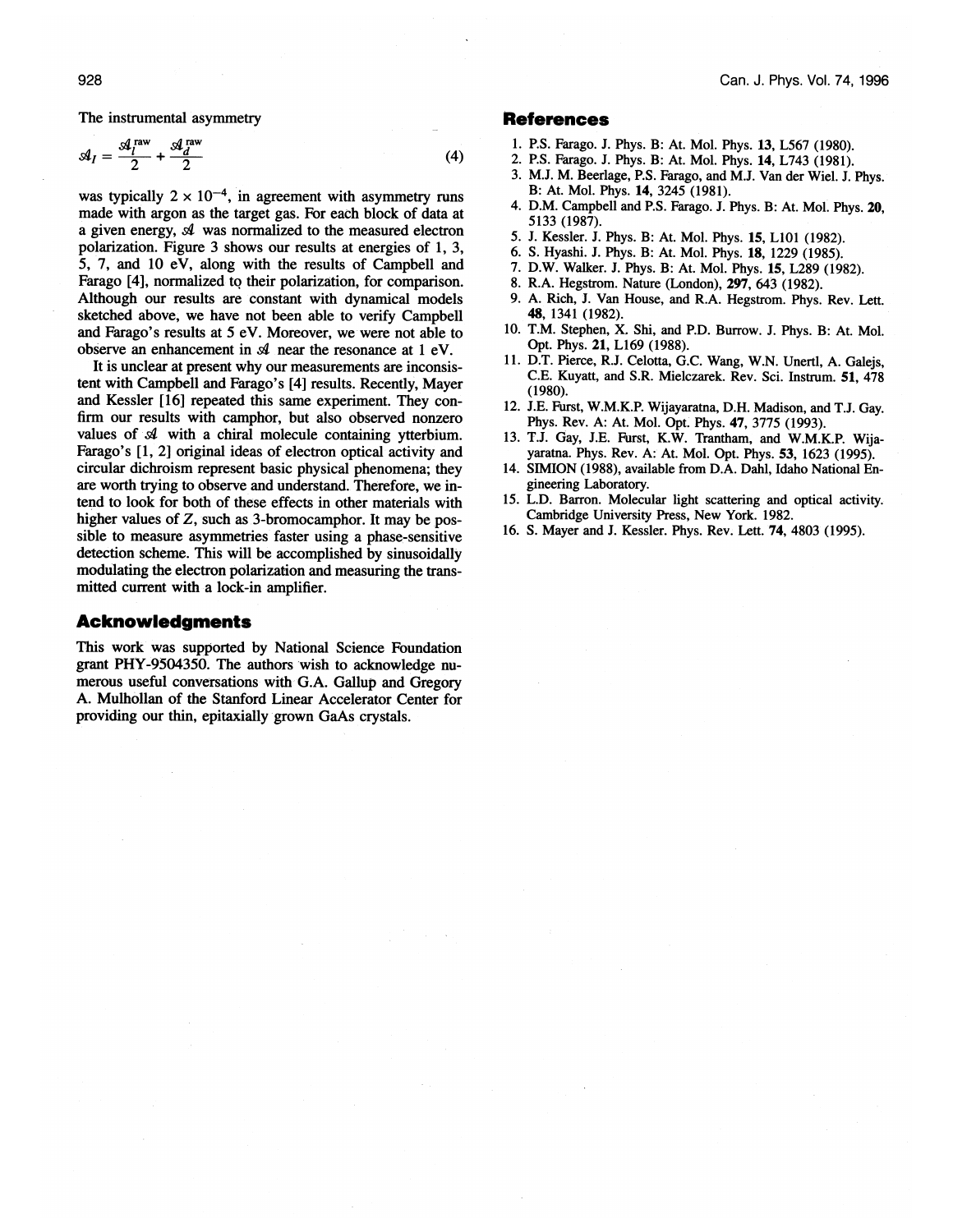The instrumental asymmetry

$$\mathcal{A}_I = \frac{\mathcal{A}_l^{\text{raw}}}{2} + \frac{\mathcal{A}_d^{\text{raw}}}{2} \tag{4}$$

was typically $2 \times 10^{-4}$, in agreement with asymmetry runs made with argon as the target gas. For each block of data at a given energy, $\mathcal{A}$ was normalized to the measured electron polarization. Figure 3 shows our results at energies of 1, 3, 5, 7, and 10 eV, along with the results of Campbell and Farago [4], normalized to their polarization, for comparison. Although our results are constant with dynamical models sketched above, we have not been able to verify Campbell and Farago's results at 5 eV. Moreover, we were not able to observe an enhancement in $\mathcal{A}$ near the resonance at 1 eV.

It is unclear at present why our measurements are inconsistent with Campbell and Farago's [4] results. Recently, Mayer and Kessler [16] repeated this same experiment. They confirm our results with camphor, but also observed nonzero values of $\mathcal{A}$ with a chiral molecule containing ytterbium. Farago's [1, 2] original ideas of electron optical activity and circular dichroism represent basic physical phenomena; they are worth trying to observe and understand. Therefore, we intend to look for both of these effects in other materials with higher values of $Z$, such as 3-bromocamphor. It may be possible to measure asymmetries faster using a phase-sensitive detection scheme. This will be accomplished by sinusoidally modulating the electron polarization and measuring the transmitted current with a lock-in amplifier.

## Acknowledgments

This work was supported by National Science Foundation grant PHY-9504350. The authors wish to acknowledge numerous useful conversations with G.A. Gallup and Gregory A. Mulhollan of the Stanford Linear Accelerator Center for providing our thin, epitaxially grown GaAs crystals.

## References

1. P.S. Farago. J. Phys. B: At. Mol. Phys. **13**, L567 (1980).
2. P.S. Farago. J. Phys. B: At. Mol. Phys. **14**, L743 (1981).
3. M.J. M. Beerlage, P.S. Farago, and M.J. Van der Wiel. J. Phys. B: At. Mol. Phys. **14**, 3245 (1981).
4. D.M. Campbell and P.S. Farago. J. Phys. B: At. Mol. Phys. **20**, 5133 (1987).
5. J. Kessler. J. Phys. B: At. Mol. Phys. **15**, L101 (1982).
6. S. Hyashi. J. Phys. B: At. Mol. Phys. **18**, 1229 (1985).
7. D.W. Walker. J. Phys. B: At. Mol. Phys. **15**, L289 (1982).
8. R.A. Hegstrom. Nature (London), **297**, 643 (1982).
9. A. Rich, J. Van House, and R.A. Hegstrom. Phys. Rev. Lett. **48**, 1341 (1982).
10. T.M. Stephen, X. Shi, and P.D. Burrow. J. Phys. B: At. Mol. Opt. Phys. **21**, L169 (1988).
11. D.T. Pierce, R.J. Celotta, G.C. Wang, W.N. Unertl, A. Galejs, C.E. Kuyatt, and S.R. Mielczarek. Rev. Sci. Instrum. **51**, 478 (1980).
12. J.E. Furst, W.M.K.P. Wijayaratna, D.H. Madison, and T.J. Gay. Phys. Rev. A: At. Mol. Opt. Phys. **47**, 3775 (1993).
13. T.J. Gay, J.E. Furst, K.W. Trantham, and W.M.K.P. Wijayaratna. Phys. Rev. A: At. Mol. Opt. Phys. **53**, 1623 (1995).
14. SIMION (1988), available from D.A. Dahl, Idaho National Engineering Laboratory.
15. L.D. Barron. Molecular light scattering and optical activity. Cambridge University Press, New York. 1982.
16. S. Mayer and J. Kessler. Phys. Rev. Lett. **74**, 4803 (1995).